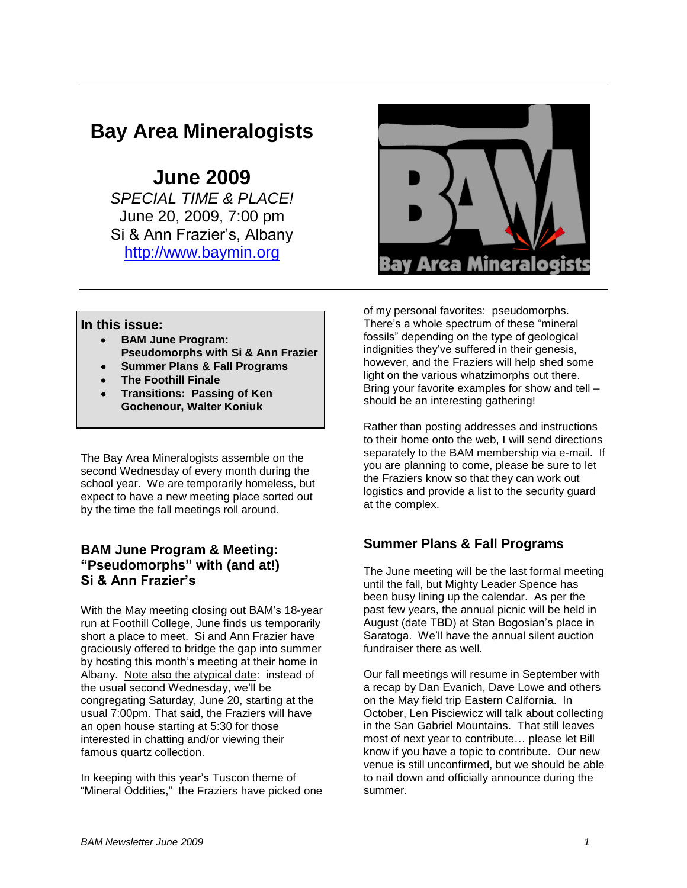# Bay Area Mineralogists

## June 2009

*SPECIAL TIME & PLACE!*
June 20, 2009, 7:00 pm
Si & Ann Frazier's, Albany
http://www.baymin.org

**In this issue:**

- **BAM June Program: Pseudomorphs with Si & Ann Frazier**
- **Summer Plans & Fall Programs**
- **The Foothill Finale**
- **Transitions: Passing of Ken Gochenour, Walter Koniuk**

The Bay Area Mineralogists assemble on the second Wednesday of every month during the school year. We are temporarily homeless, but expect to have a new meeting place sorted out by the time the fall meetings roll around.

### BAM June Program & Meeting: "Pseudomorphs" with (and at!) Si & Ann Frazier's

With the May meeting closing out BAM's 18-year run at Foothill College, June finds us temporarily short a place to meet. Si and Ann Frazier have graciously offered to bridge the gap into summer by hosting this month's meeting at their home in Albany. <u>Note also the atypical date</u>: instead of the usual second Wednesday, we'll be congregating Saturday, June 20, starting at the usual 7:00pm. That said, the Fraziers will have an open house starting at 5:30 for those interested in chatting and/or viewing their famous quartz collection.

In keeping with this year's Tuscon theme of "Mineral Oddities," the Fraziers have picked one of my personal favorites: pseudomorphs. There's a whole spectrum of these "mineral fossils" depending on the type of geological indignities they've suffered in their genesis, however, and the Fraziers will help shed some light on the various whatzimorphs out there. Bring your favorite examples for show and tell – should be an interesting gathering!

Rather than posting addresses and instructions to their home onto the web, I will send directions separately to the BAM membership via e-mail. If you are planning to come, please be sure to let the Fraziers know so that they can work out logistics and provide a list to the security guard at the complex.

### Summer Plans & Fall Programs

The June meeting will be the last formal meeting until the fall, but Mighty Leader Spence has been busy lining up the calendar. As per the past few years, the annual picnic will be held in August (date TBD) at Stan Bogosian's place in Saratoga. We'll have the annual silent auction fundraiser there as well.

Our fall meetings will resume in September with a recap by Dan Evanich, Dave Lowe and others on the May field trip Eastern California. In October, Len Pisciewicz will talk about collecting in the San Gabriel Mountains. That still leaves most of next year to contribute… please let Bill know if you have a topic to contribute. Our new venue is still unconfirmed, but we should be able to nail down and officially announce during the summer.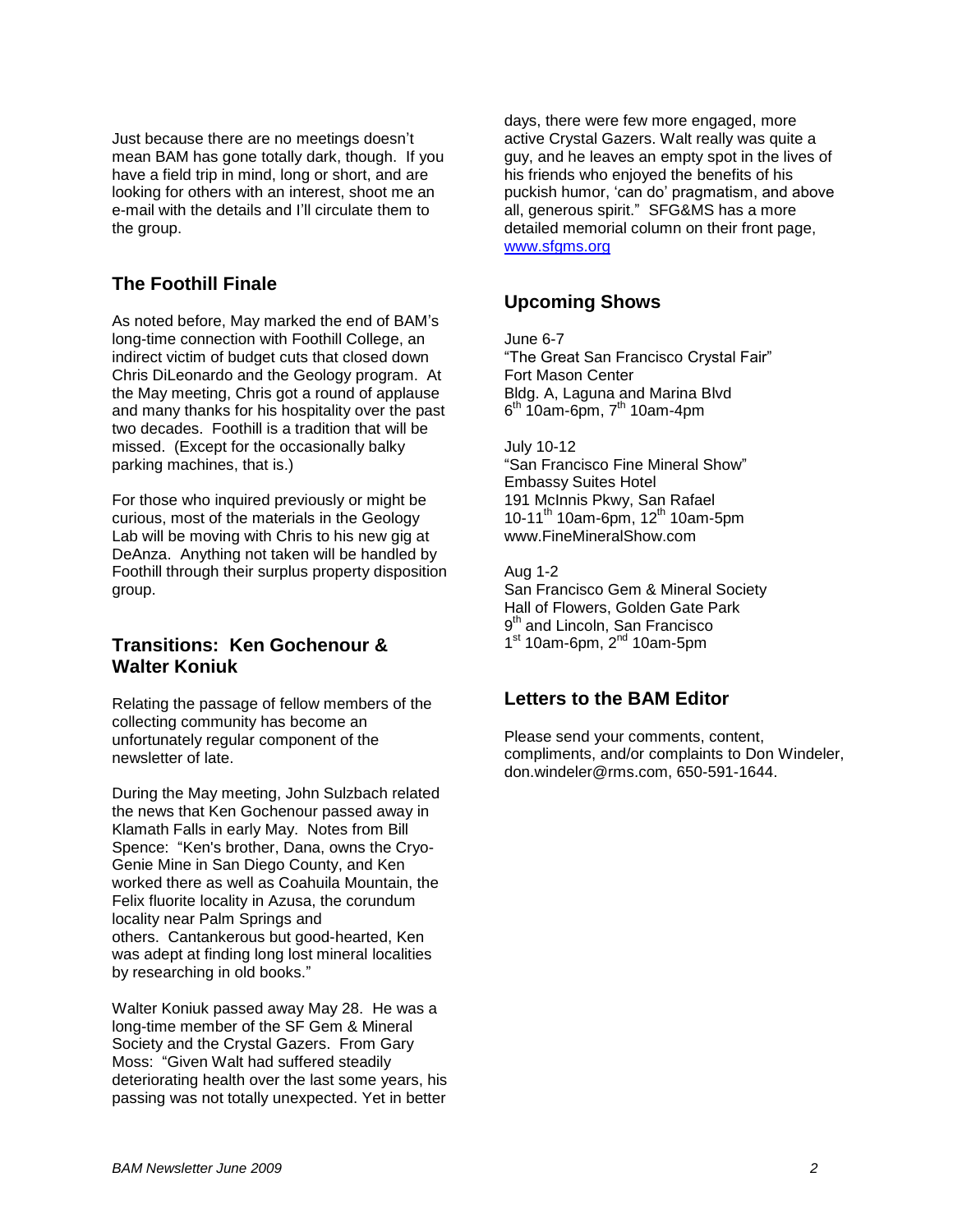Just because there are no meetings doesn't mean BAM has gone totally dark, though. If you have a field trip in mind, long or short, and are looking for others with an interest, shoot me an e-mail with the details and I'll circulate them to the group.

## The Foothill Finale

As noted before, May marked the end of BAM's long-time connection with Foothill College, an indirect victim of budget cuts that closed down Chris DiLeonardo and the Geology program. At the May meeting, Chris got a round of applause and many thanks for his hospitality over the past two decades. Foothill is a tradition that will be missed. (Except for the occasionally balky parking machines, that is.)

For those who inquired previously or might be curious, most of the materials in the Geology Lab will be moving with Chris to his new gig at DeAnza. Anything not taken will be handled by Foothill through their surplus property disposition group.

## Transitions: Ken Gochenour & Walter Koniuk

Relating the passage of fellow members of the collecting community has become an unfortunately regular component of the newsletter of late.

During the May meeting, John Sulzbach related the news that Ken Gochenour passed away in Klamath Falls in early May. Notes from Bill Spence: "Ken's brother, Dana, owns the Cryo-Genie Mine in San Diego County, and Ken worked there as well as Coahuila Mountain, the Felix fluorite locality in Azusa, the corundum locality near Palm Springs and others. Cantankerous but good-hearted, Ken was adept at finding long lost mineral localities by researching in old books."

Walter Koniuk passed away May 28. He was a long-time member of the SF Gem & Mineral Society and the Crystal Gazers. From Gary Moss: "Given Walt had suffered steadily deteriorating health over the last some years, his passing was not totally unexpected. Yet in better days, there were few more engaged, more active Crystal Gazers. Walt really was quite a guy, and he leaves an empty spot in the lives of his friends who enjoyed the benefits of his puckish humor, 'can do' pragmatism, and above all, generous spirit." SFG&MS has a more detailed memorial column on their front page, www.sfgms.org

## Upcoming Shows

June 6-7
"The Great San Francisco Crystal Fair"
Fort Mason Center
Bldg. A, Laguna and Marina Blvd
6th 10am-6pm, 7th 10am-4pm

July 10-12
"San Francisco Fine Mineral Show"
Embassy Suites Hotel
191 McInnis Pkwy, San Rafael
10-11th 10am-6pm, 12th 10am-5pm
www.FineMineralShow.com

Aug 1-2
San Francisco Gem & Mineral Society
Hall of Flowers, Golden Gate Park
9th and Lincoln, San Francisco
1st 10am-6pm, 2nd 10am-5pm

## Letters to the BAM Editor

Please send your comments, content, compliments, and/or complaints to Don Windeler, don.windeler@rms.com, 650-591-1644.